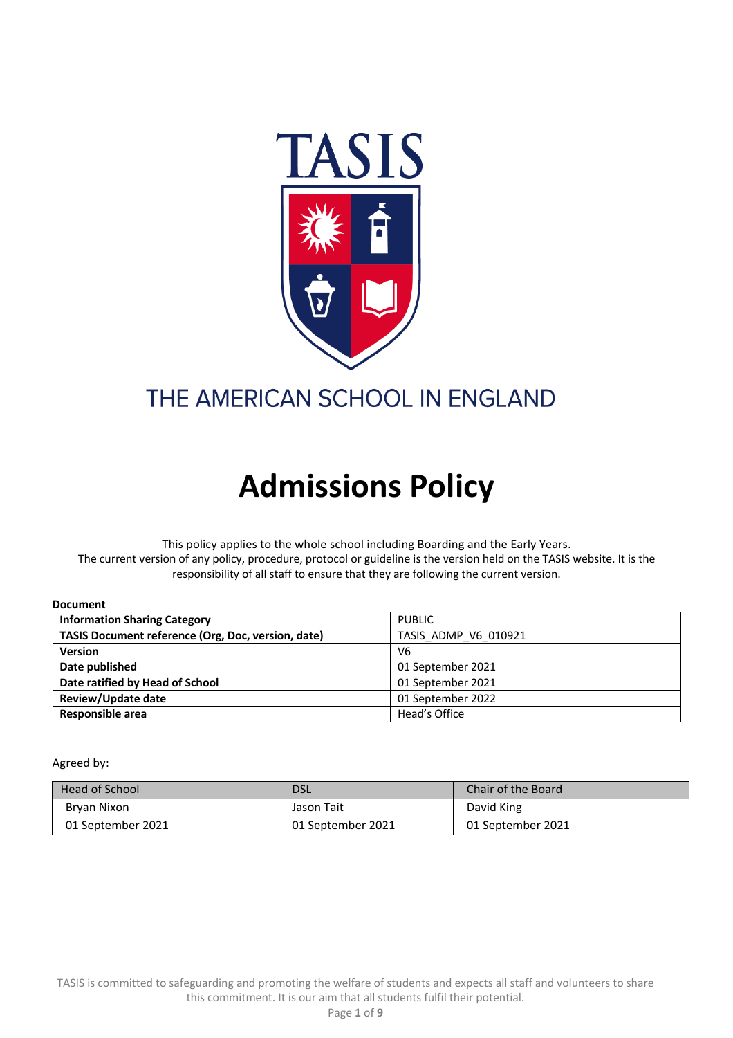TASIS

THE AMERICAN SCHOOL IN ENGLAND

# Admissions Policy

This policy applies to the whole school including Boarding and the Early Years.
The current version of any policy, procedure, protocol or guideline is the version held on the TASIS website. It is the responsibility of all staff to ensure that they are following the current version.

**Document**

| **Information Sharing Category** | PUBLIC |
|---|---|
| **TASIS Document reference (Org, Doc, version, date)** | TASIS_ADMP_V6_010921 |
| **Version** | V6 |
| **Date published** | 01 September 2021 |
| **Date ratified by Head of School** | 01 September 2021 |
| **Review/Update date** | 01 September 2022 |
| **Responsible area** | Head's Office |

Agreed by:

| Head of School | DSL | Chair of the Board |
|---|---|---|
| Bryan Nixon | Jason Tait | David King |
| 01 September 2021 | 01 September 2021 | 01 September 2021 |

TASIS is committed to safeguarding and promoting the welfare of students and expects all staff and volunteers to share this commitment. It is our aim that all students fulfil their potential.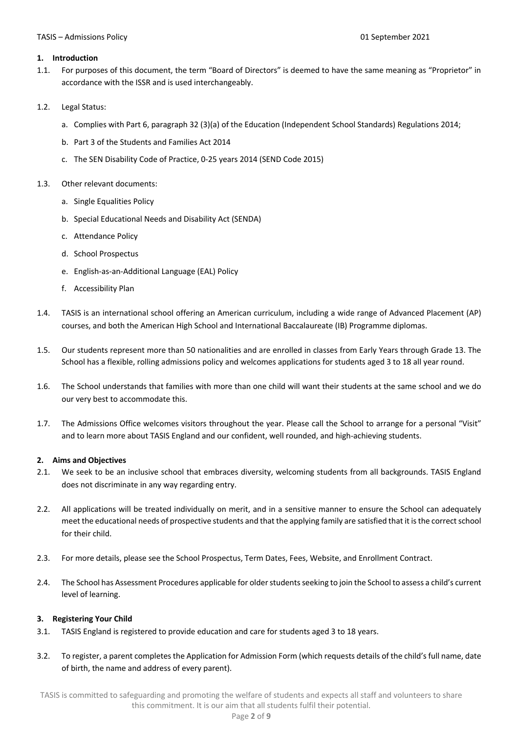## 1. Introduction

1.1. For purposes of this document, the term "Board of Directors" is deemed to have the same meaning as "Proprietor" in accordance with the ISSR and is used interchangeably.

1.2. Legal Status:

a. Complies with Part 6, paragraph 32 (3)(a) of the Education (Independent School Standards) Regulations 2014;

b. Part 3 of the Students and Families Act 2014

c. The SEN Disability Code of Practice, 0-25 years 2014 (SEND Code 2015)

1.3. Other relevant documents:

a. Single Equalities Policy

b. Special Educational Needs and Disability Act (SENDA)

c. Attendance Policy

d. School Prospectus

e. English-as-an-Additional Language (EAL) Policy

f. Accessibility Plan

1.4. TASIS is an international school offering an American curriculum, including a wide range of Advanced Placement (AP) courses, and both the American High School and International Baccalaureate (IB) Programme diplomas.

1.5. Our students represent more than 50 nationalities and are enrolled in classes from Early Years through Grade 13. The School has a flexible, rolling admissions policy and welcomes applications for students aged 3 to 18 all year round.

1.6. The School understands that families with more than one child will want their students at the same school and we do our very best to accommodate this.

1.7. The Admissions Office welcomes visitors throughout the year. Please call the School to arrange for a personal "Visit" and to learn more about TASIS England and our confident, well rounded, and high-achieving students.

## 2. Aims and Objectives

2.1. We seek to be an inclusive school that embraces diversity, welcoming students from all backgrounds. TASIS England does not discriminate in any way regarding entry.

2.2. All applications will be treated individually on merit, and in a sensitive manner to ensure the School can adequately meet the educational needs of prospective students and that the applying family are satisfied that it is the correct school for their child.

2.3. For more details, please see the School Prospectus, Term Dates, Fees, Website, and Enrollment Contract.

2.4. The School has Assessment Procedures applicable for older students seeking to join the School to assess a child's current level of learning.

## 3. Registering Your Child

3.1. TASIS England is registered to provide education and care for students aged 3 to 18 years.

3.2. To register, a parent completes the Application for Admission Form (which requests details of the child's full name, date of birth, the name and address of every parent).

TASIS is committed to safeguarding and promoting the welfare of students and expects all staff and volunteers to share this commitment. It is our aim that all students fulfil their potential.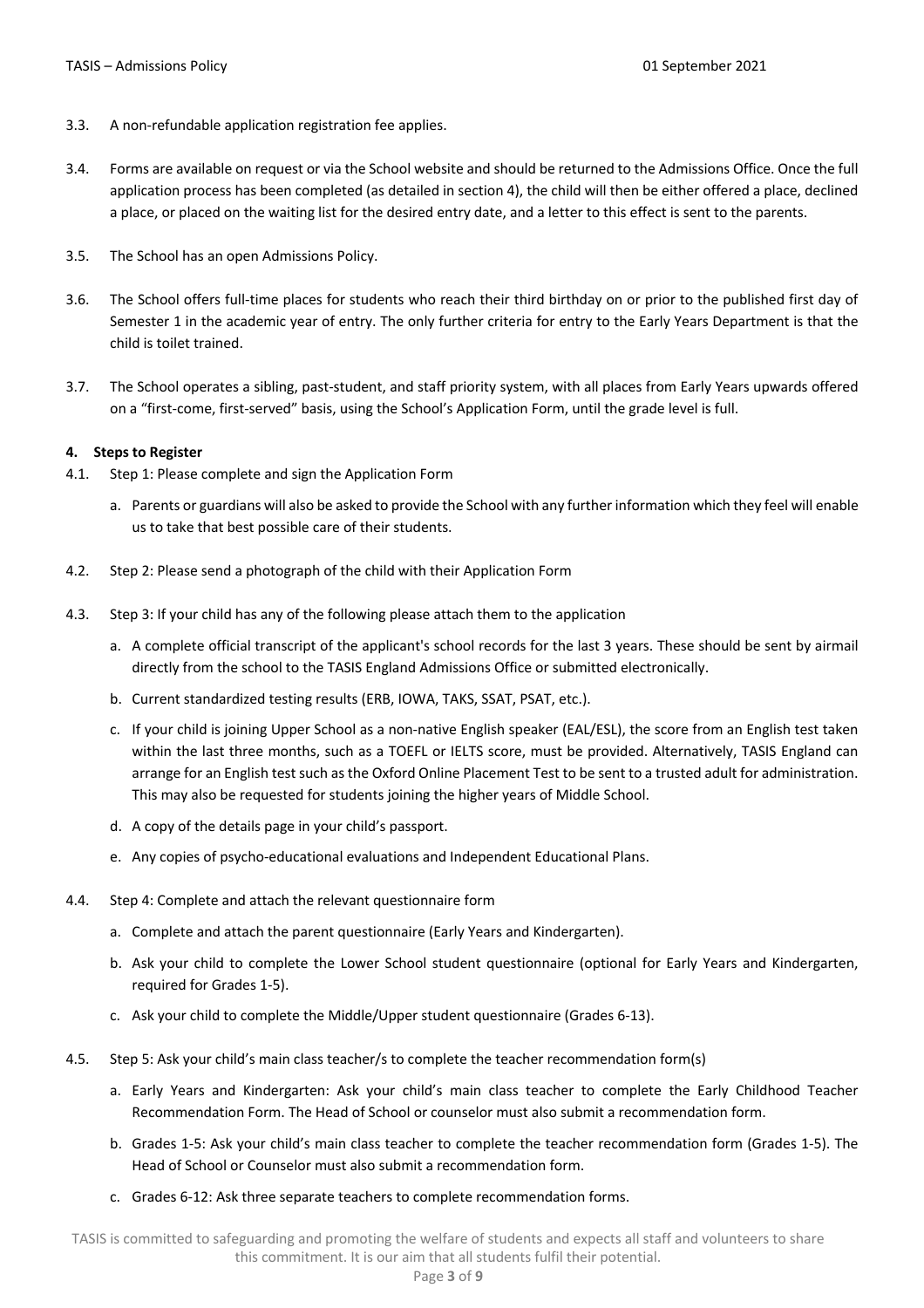3.3. A non-refundable application registration fee applies.

3.4. Forms are available on request or via the School website and should be returned to the Admissions Office. Once the full application process has been completed (as detailed in section 4), the child will then be either offered a place, declined a place, or placed on the waiting list for the desired entry date, and a letter to this effect is sent to the parents.

3.5. The School has an open Admissions Policy.

3.6. The School offers full-time places for students who reach their third birthday on or prior to the published first day of Semester 1 in the academic year of entry. The only further criteria for entry to the Early Years Department is that the child is toilet trained.

3.7. The School operates a sibling, past-student, and staff priority system, with all places from Early Years upwards offered on a "first-come, first-served" basis, using the School's Application Form, until the grade level is full.

**4. Steps to Register**

4.1. Step 1: Please complete and sign the Application Form

a. Parents or guardians will also be asked to provide the School with any further information which they feel will enable us to take that best possible care of their students.

4.2. Step 2: Please send a photograph of the child with their Application Form

4.3. Step 3: If your child has any of the following please attach them to the application

a. A complete official transcript of the applicant's school records for the last 3 years. These should be sent by airmail directly from the school to the TASIS England Admissions Office or submitted electronically.

b. Current standardized testing results (ERB, IOWA, TAKS, SSAT, PSAT, etc.).

c. If your child is joining Upper School as a non-native English speaker (EAL/ESL), the score from an English test taken within the last three months, such as a TOEFL or IELTS score, must be provided. Alternatively, TASIS England can arrange for an English test such as the Oxford Online Placement Test to be sent to a trusted adult for administration. This may also be requested for students joining the higher years of Middle School.

d. A copy of the details page in your child's passport.

e. Any copies of psycho-educational evaluations and Independent Educational Plans.

4.4. Step 4: Complete and attach the relevant questionnaire form

a. Complete and attach the parent questionnaire (Early Years and Kindergarten).

b. Ask your child to complete the Lower School student questionnaire (optional for Early Years and Kindergarten, required for Grades 1-5).

c. Ask your child to complete the Middle/Upper student questionnaire (Grades 6-13).

4.5. Step 5: Ask your child's main class teacher/s to complete the teacher recommendation form(s)

a. Early Years and Kindergarten: Ask your child's main class teacher to complete the Early Childhood Teacher Recommendation Form. The Head of School or counselor must also submit a recommendation form.

b. Grades 1-5: Ask your child's main class teacher to complete the teacher recommendation form (Grades 1-5). The Head of School or Counselor must also submit a recommendation form.

c. Grades 6-12: Ask three separate teachers to complete recommendation forms.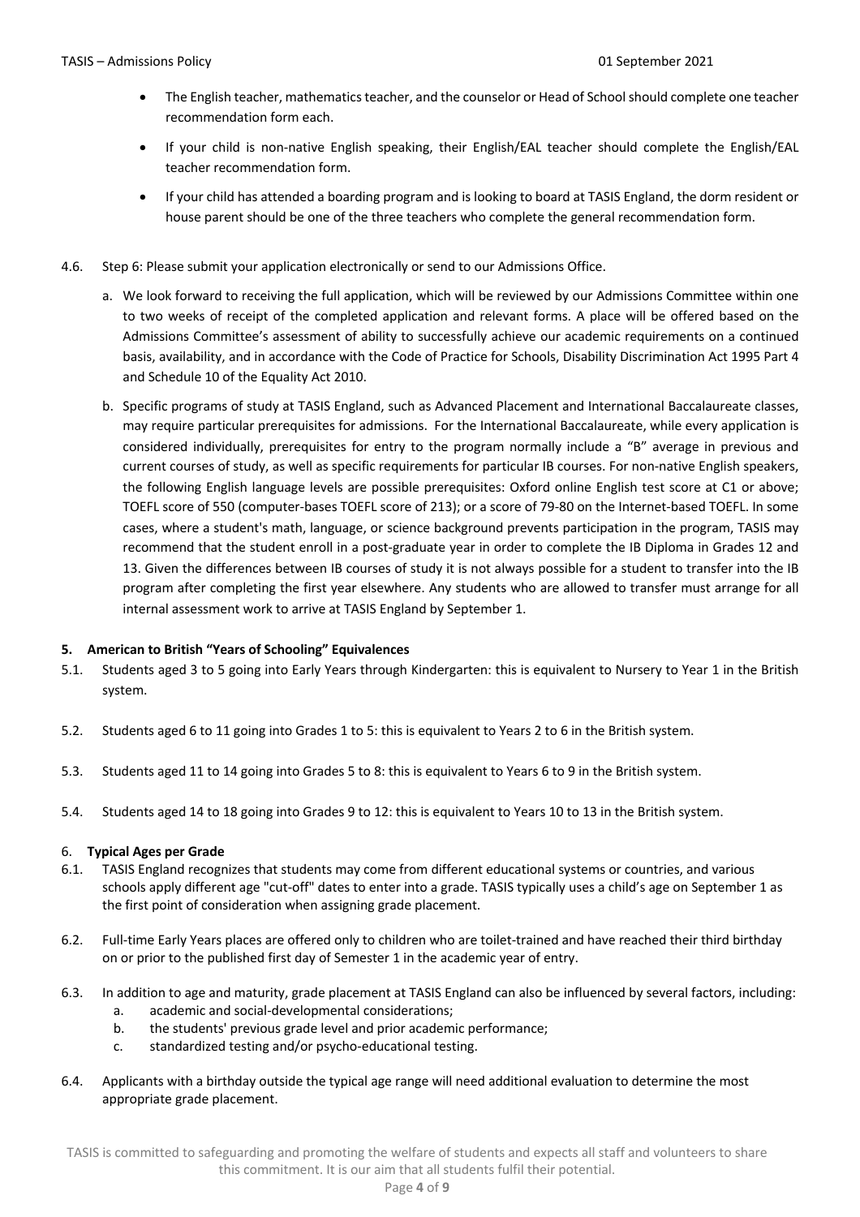- The English teacher, mathematics teacher, and the counselor or Head of School should complete one teacher recommendation form each.
- If your child is non-native English speaking, their English/EAL teacher should complete the English/EAL teacher recommendation form.
- If your child has attended a boarding program and is looking to board at TASIS England, the dorm resident or house parent should be one of the three teachers who complete the general recommendation form.

4.6. Step 6: Please submit your application electronically or send to our Admissions Office.

a. We look forward to receiving the full application, which will be reviewed by our Admissions Committee within one to two weeks of receipt of the completed application and relevant forms. A place will be offered based on the Admissions Committee's assessment of ability to successfully achieve our academic requirements on a continued basis, availability, and in accordance with the Code of Practice for Schools, Disability Discrimination Act 1995 Part 4 and Schedule 10 of the Equality Act 2010.

b. Specific programs of study at TASIS England, such as Advanced Placement and International Baccalaureate classes, may require particular prerequisites for admissions. For the International Baccalaureate, while every application is considered individually, prerequisites for entry to the program normally include a "B" average in previous and current courses of study, as well as specific requirements for particular IB courses. For non-native English speakers, the following English language levels are possible prerequisites: Oxford online English test score at C1 or above; TOEFL score of 550 (computer-bases TOEFL score of 213); or a score of 79-80 on the Internet-based TOEFL. In some cases, where a student's math, language, or science background prevents participation in the program, TASIS may recommend that the student enroll in a post-graduate year in order to complete the IB Diploma in Grades 12 and 13. Given the differences between IB courses of study it is not always possible for a student to transfer into the IB program after completing the first year elsewhere. Any students who are allowed to transfer must arrange for all internal assessment work to arrive at TASIS England by September 1.

## 5. American to British "Years of Schooling" Equivalences

5.1. Students aged 3 to 5 going into Early Years through Kindergarten: this is equivalent to Nursery to Year 1 in the British system.

5.2. Students aged 6 to 11 going into Grades 1 to 5: this is equivalent to Years 2 to 6 in the British system.

5.3. Students aged 11 to 14 going into Grades 5 to 8: this is equivalent to Years 6 to 9 in the British system.

5.4. Students aged 14 to 18 going into Grades 9 to 12: this is equivalent to Years 10 to 13 in the British system.

## 6. Typical Ages per Grade

6.1. TASIS England recognizes that students may come from different educational systems or countries, and various schools apply different age "cut-off" dates to enter into a grade. TASIS typically uses a child's age on September 1 as the first point of consideration when assigning grade placement.

6.2. Full-time Early Years places are offered only to children who are toilet-trained and have reached their third birthday on or prior to the published first day of Semester 1 in the academic year of entry.

6.3. In addition to age and maturity, grade placement at TASIS England can also be influenced by several factors, including:

a. academic and social-developmental considerations;

b. the students' previous grade level and prior academic performance;

c. standardized testing and/or psycho-educational testing.

6.4. Applicants with a birthday outside the typical age range will need additional evaluation to determine the most appropriate grade placement.

TASIS is committed to safeguarding and promoting the welfare of students and expects all staff and volunteers to share this commitment. It is our aim that all students fulfil their potential.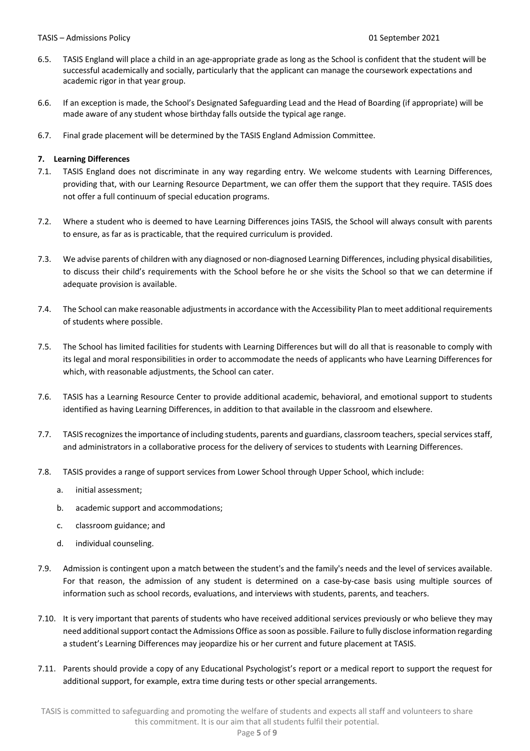6.5. TASIS England will place a child in an age-appropriate grade as long as the School is confident that the student will be successful academically and socially, particularly that the applicant can manage the coursework expectations and academic rigor in that year group.

6.6. If an exception is made, the School's Designated Safeguarding Lead and the Head of Boarding (if appropriate) will be made aware of any student whose birthday falls outside the typical age range.

6.7. Final grade placement will be determined by the TASIS England Admission Committee.

**7. Learning Differences**

7.1. TASIS England does not discriminate in any way regarding entry. We welcome students with Learning Differences, providing that, with our Learning Resource Department, we can offer them the support that they require. TASIS does not offer a full continuum of special education programs.

7.2. Where a student who is deemed to have Learning Differences joins TASIS, the School will always consult with parents to ensure, as far as is practicable, that the required curriculum is provided.

7.3. We advise parents of children with any diagnosed or non-diagnosed Learning Differences, including physical disabilities, to discuss their child's requirements with the School before he or she visits the School so that we can determine if adequate provision is available.

7.4. The School can make reasonable adjustments in accordance with the Accessibility Plan to meet additional requirements of students where possible.

7.5. The School has limited facilities for students with Learning Differences but will do all that is reasonable to comply with its legal and moral responsibilities in order to accommodate the needs of applicants who have Learning Differences for which, with reasonable adjustments, the School can cater.

7.6. TASIS has a Learning Resource Center to provide additional academic, behavioral, and emotional support to students identified as having Learning Differences, in addition to that available in the classroom and elsewhere.

7.7. TASIS recognizes the importance of including students, parents and guardians, classroom teachers, special services staff, and administrators in a collaborative process for the delivery of services to students with Learning Differences.

7.8. TASIS provides a range of support services from Lower School through Upper School, which include:

a. initial assessment;

b. academic support and accommodations;

c. classroom guidance; and

d. individual counseling.

7.9. Admission is contingent upon a match between the student's and the family's needs and the level of services available. For that reason, the admission of any student is determined on a case-by-case basis using multiple sources of information such as school records, evaluations, and interviews with students, parents, and teachers.

7.10. It is very important that parents of students who have received additional services previously or who believe they may need additional support contact the Admissions Office as soon as possible. Failure to fully disclose information regarding a student's Learning Differences may jeopardize his or her current and future placement at TASIS.

7.11. Parents should provide a copy of any Educational Psychologist's report or a medical report to support the request for additional support, for example, extra time during tests or other special arrangements.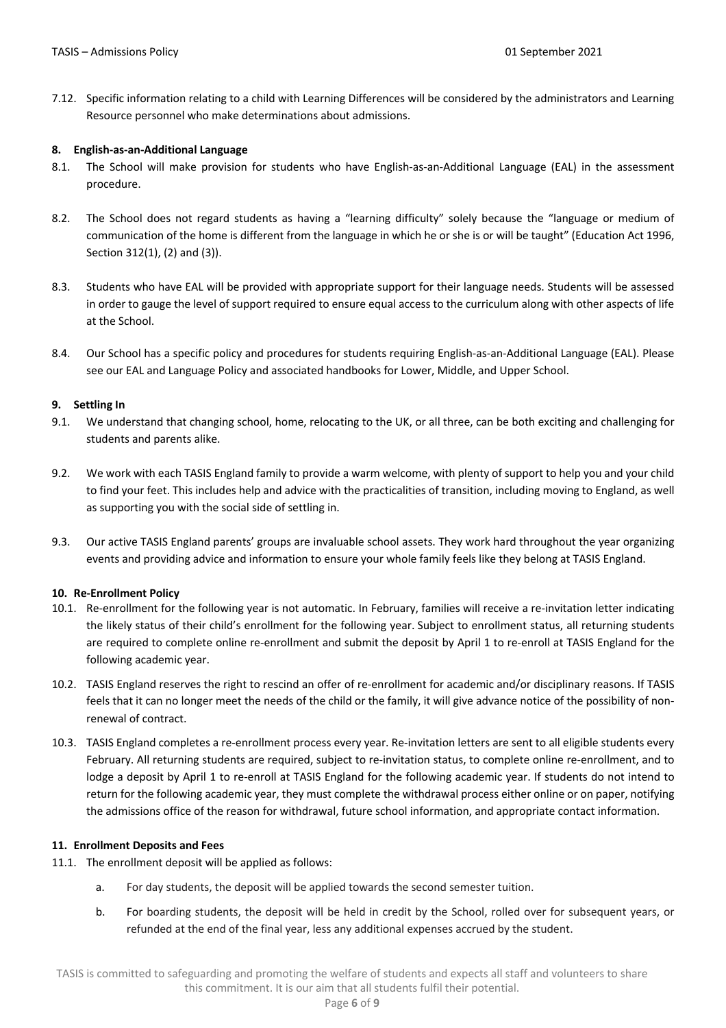7.12. Specific information relating to a child with Learning Differences will be considered by the administrators and Learning Resource personnel who make determinations about admissions.

**8. English-as-an-Additional Language**

8.1. The School will make provision for students who have English-as-an-Additional Language (EAL) in the assessment procedure.

8.2. The School does not regard students as having a "learning difficulty" solely because the "language or medium of communication of the home is different from the language in which he or she is or will be taught" (Education Act 1996, Section 312(1), (2) and (3)).

8.3. Students who have EAL will be provided with appropriate support for their language needs. Students will be assessed in order to gauge the level of support required to ensure equal access to the curriculum along with other aspects of life at the School.

8.4. Our School has a specific policy and procedures for students requiring English-as-an-Additional Language (EAL). Please see our EAL and Language Policy and associated handbooks for Lower, Middle, and Upper School.

**9. Settling In**

9.1. We understand that changing school, home, relocating to the UK, or all three, can be both exciting and challenging for students and parents alike.

9.2. We work with each TASIS England family to provide a warm welcome, with plenty of support to help you and your child to find your feet. This includes help and advice with the practicalities of transition, including moving to England, as well as supporting you with the social side of settling in.

9.3. Our active TASIS England parents' groups are invaluable school assets. They work hard throughout the year organizing events and providing advice and information to ensure your whole family feels like they belong at TASIS England.

**10. Re-Enrollment Policy**

10.1. Re-enrollment for the following year is not automatic. In February, families will receive a re-invitation letter indicating the likely status of their child's enrollment for the following year. Subject to enrollment status, all returning students are required to complete online re-enrollment and submit the deposit by April 1 to re-enroll at TASIS England for the following academic year.

10.2. TASIS England reserves the right to rescind an offer of re-enrollment for academic and/or disciplinary reasons. If TASIS feels that it can no longer meet the needs of the child or the family, it will give advance notice of the possibility of non-renewal of contract.

10.3. TASIS England completes a re-enrollment process every year. Re-invitation letters are sent to all eligible students every February. All returning students are required, subject to re-invitation status, to complete online re-enrollment, and to lodge a deposit by April 1 to re-enroll at TASIS England for the following academic year. If students do not intend to return for the following academic year, they must complete the withdrawal process either online or on paper, notifying the admissions office of the reason for withdrawal, future school information, and appropriate contact information.

**11. Enrollment Deposits and Fees**

11.1. The enrollment deposit will be applied as follows:

a. For day students, the deposit will be applied towards the second semester tuition.

b. For boarding students, the deposit will be held in credit by the School, rolled over for subsequent years, or refunded at the end of the final year, less any additional expenses accrued by the student.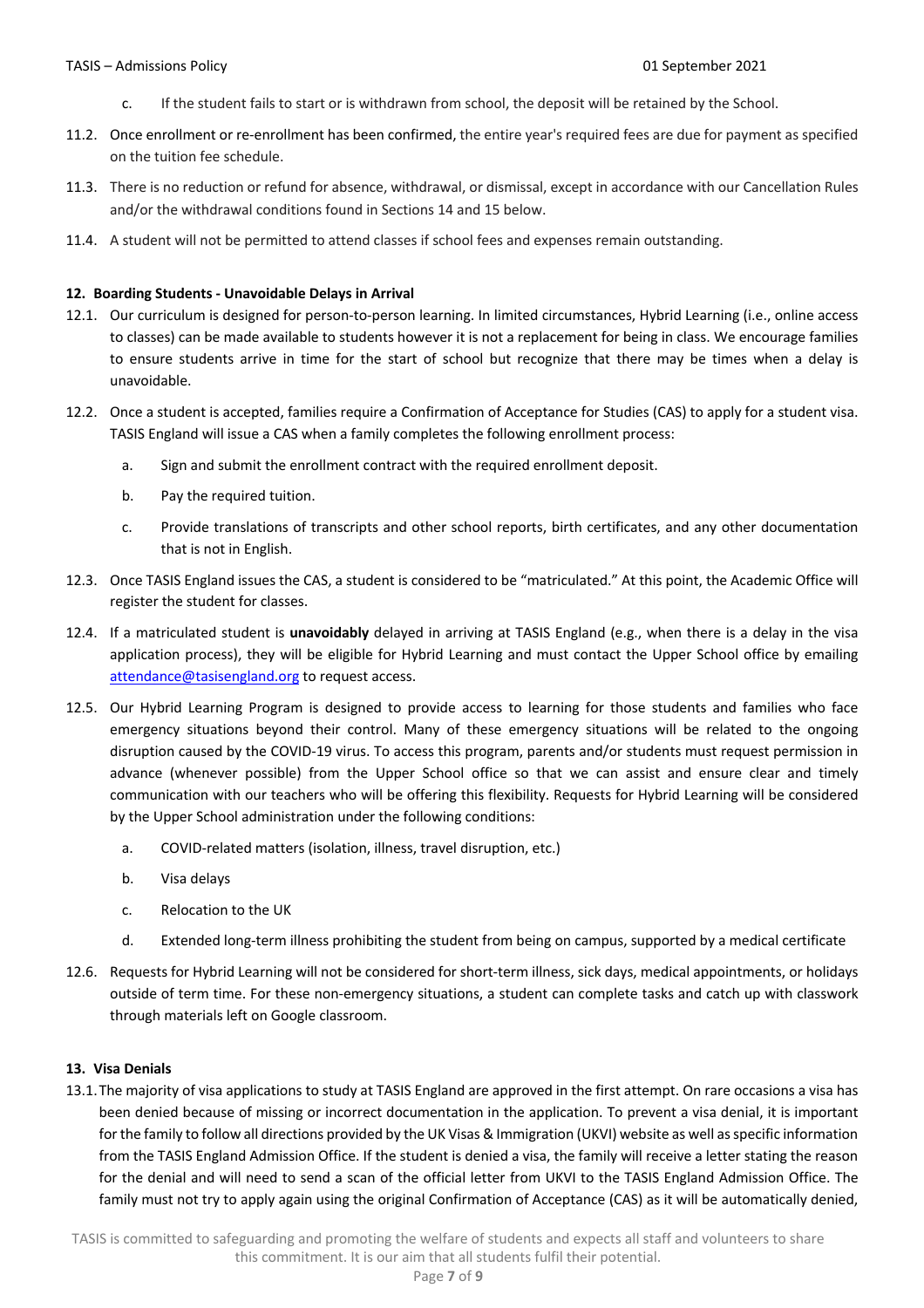c. If the student fails to start or is withdrawn from school, the deposit will be retained by the School.

11.2. Once enrollment or re-enrollment has been confirmed, the entire year's required fees are due for payment as specified on the tuition fee schedule.

11.3. There is no reduction or refund for absence, withdrawal, or dismissal, except in accordance with our Cancellation Rules and/or the withdrawal conditions found in Sections 14 and 15 below.

11.4. A student will not be permitted to attend classes if school fees and expenses remain outstanding.

**12. Boarding Students - Unavoidable Delays in Arrival**

12.1. Our curriculum is designed for person-to-person learning. In limited circumstances, Hybrid Learning (i.e., online access to classes) can be made available to students however it is not a replacement for being in class. We encourage families to ensure students arrive in time for the start of school but recognize that there may be times when a delay is unavoidable.

12.2. Once a student is accepted, families require a Confirmation of Acceptance for Studies (CAS) to apply for a student visa. TASIS England will issue a CAS when a family completes the following enrollment process:

a. Sign and submit the enrollment contract with the required enrollment deposit.

b. Pay the required tuition.

c. Provide translations of transcripts and other school reports, birth certificates, and any other documentation that is not in English.

12.3. Once TASIS England issues the CAS, a student is considered to be "matriculated." At this point, the Academic Office will register the student for classes.

12.4. If a matriculated student is **unavoidably** delayed in arriving at TASIS England (e.g., when there is a delay in the visa application process), they will be eligible for Hybrid Learning and must contact the Upper School office by emailing attendance@tasisengland.org to request access.

12.5. Our Hybrid Learning Program is designed to provide access to learning for those students and families who face emergency situations beyond their control. Many of these emergency situations will be related to the ongoing disruption caused by the COVID-19 virus. To access this program, parents and/or students must request permission in advance (whenever possible) from the Upper School office so that we can assist and ensure clear and timely communication with our teachers who will be offering this flexibility. Requests for Hybrid Learning will be considered by the Upper School administration under the following conditions:

a. COVID-related matters (isolation, illness, travel disruption, etc.)

b. Visa delays

c. Relocation to the UK

d. Extended long-term illness prohibiting the student from being on campus, supported by a medical certificate

12.6. Requests for Hybrid Learning will not be considered for short-term illness, sick days, medical appointments, or holidays outside of term time. For these non-emergency situations, a student can complete tasks and catch up with classwork through materials left on Google classroom.

**13. Visa Denials**

13.1. The majority of visa applications to study at TASIS England are approved in the first attempt. On rare occasions a visa has been denied because of missing or incorrect documentation in the application. To prevent a visa denial, it is important for the family to follow all directions provided by the UK Visas & Immigration (UKVI) website as well as specific information from the TASIS England Admission Office. If the student is denied a visa, the family will receive a letter stating the reason for the denial and will need to send a scan of the official letter from UKVI to the TASIS England Admission Office. The family must not try to apply again using the original Confirmation of Acceptance (CAS) as it will be automatically denied,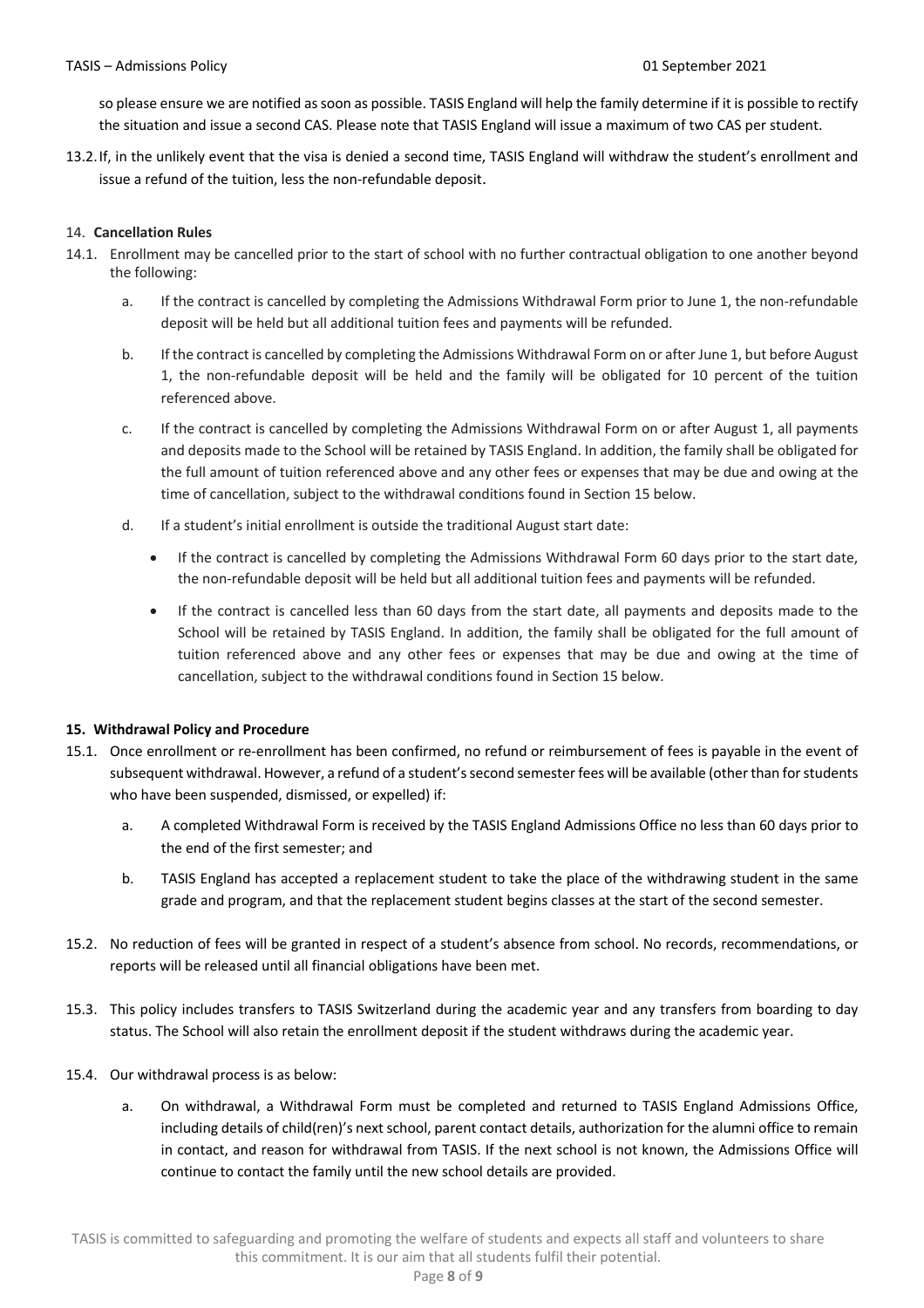so please ensure we are notified as soon as possible. TASIS England will help the family determine if it is possible to rectify the situation and issue a second CAS. Please note that TASIS England will issue a maximum of two CAS per student.

13.2. If, in the unlikely event that the visa is denied a second time, TASIS England will withdraw the student's enrollment and issue a refund of the tuition, less the non-refundable deposit.

14. **Cancellation Rules**

14.1. Enrollment may be cancelled prior to the start of school with no further contractual obligation to one another beyond the following:

   a. If the contract is cancelled by completing the Admissions Withdrawal Form prior to June 1, the non-refundable deposit will be held but all additional tuition fees and payments will be refunded.

   b. If the contract is cancelled by completing the Admissions Withdrawal Form on or after June 1, but before August 1, the non-refundable deposit will be held and the family will be obligated for 10 percent of the tuition referenced above.

   c. If the contract is cancelled by completing the Admissions Withdrawal Form on or after August 1, all payments and deposits made to the School will be retained by TASIS England. In addition, the family shall be obligated for the full amount of tuition referenced above and any other fees or expenses that may be due and owing at the time of cancellation, subject to the withdrawal conditions found in Section 15 below.

   d. If a student's initial enrollment is outside the traditional August start date:

      - If the contract is cancelled by completing the Admissions Withdrawal Form 60 days prior to the start date, the non-refundable deposit will be held but all additional tuition fees and payments will be refunded.
      - If the contract is cancelled less than 60 days from the start date, all payments and deposits made to the School will be retained by TASIS England. In addition, the family shall be obligated for the full amount of tuition referenced above and any other fees or expenses that may be due and owing at the time of cancellation, subject to the withdrawal conditions found in Section 15 below.

**15. Withdrawal Policy and Procedure**

15.1. Once enrollment or re-enrollment has been confirmed, no refund or reimbursement of fees is payable in the event of subsequent withdrawal. However, a refund of a student's second semester fees will be available (other than for students who have been suspended, dismissed, or expelled) if:

   a. A completed Withdrawal Form is received by the TASIS England Admissions Office no less than 60 days prior to the end of the first semester; and

   b. TASIS England has accepted a replacement student to take the place of the withdrawing student in the same grade and program, and that the replacement student begins classes at the start of the second semester.

15.2. No reduction of fees will be granted in respect of a student's absence from school. No records, recommendations, or reports will be released until all financial obligations have been met.

15.3. This policy includes transfers to TASIS Switzerland during the academic year and any transfers from boarding to day status. The School will also retain the enrollment deposit if the student withdraws during the academic year.

15.4. Our withdrawal process is as below:

   a. On withdrawal, a Withdrawal Form must be completed and returned to TASIS England Admissions Office, including details of child(ren)'s next school, parent contact details, authorization for the alumni office to remain in contact, and reason for withdrawal from TASIS. If the next school is not known, the Admissions Office will continue to contact the family until the new school details are provided.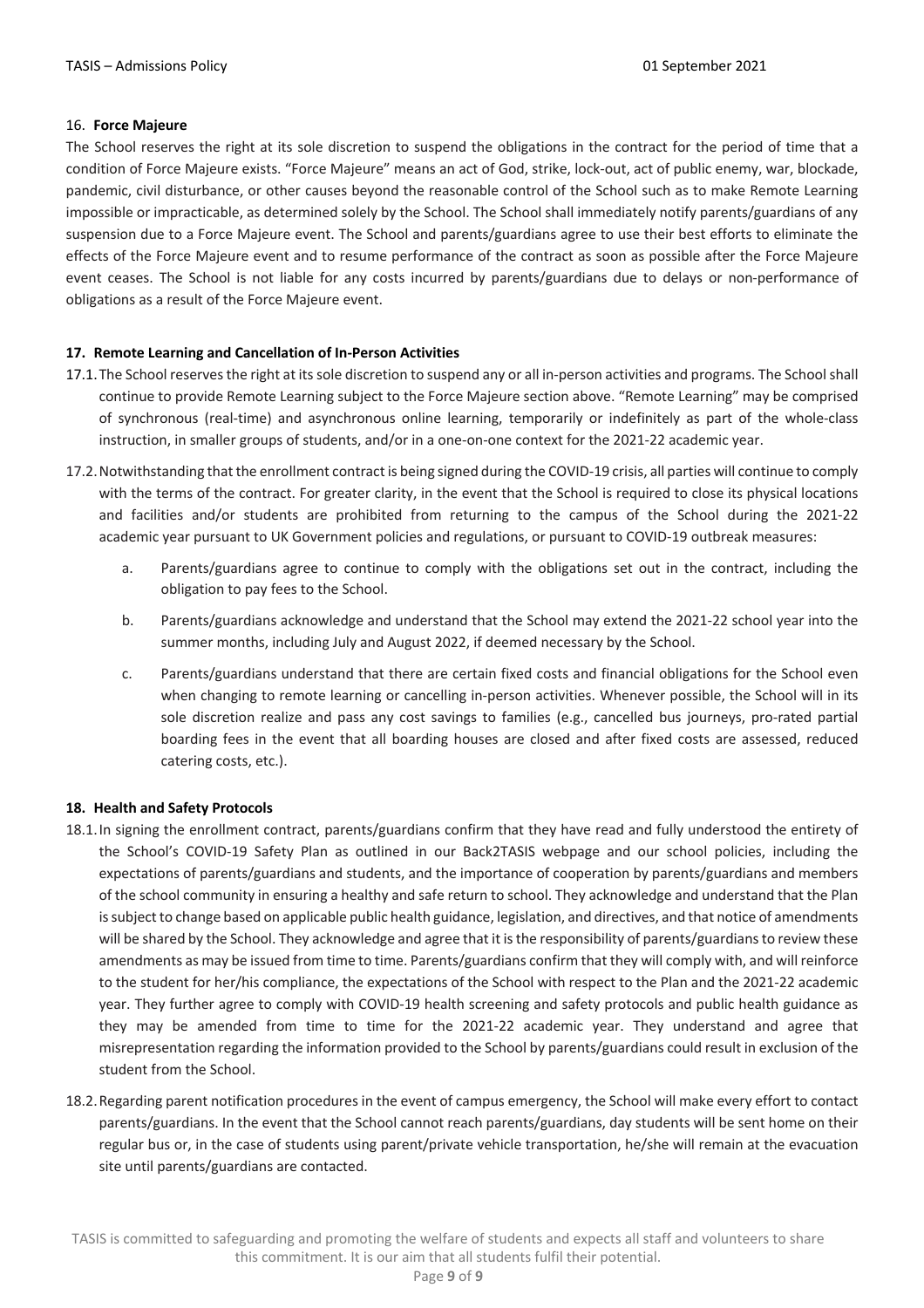16. **Force Majeure**

The School reserves the right at its sole discretion to suspend the obligations in the contract for the period of time that a condition of Force Majeure exists. "Force Majeure" means an act of God, strike, lock-out, act of public enemy, war, blockade, pandemic, civil disturbance, or other causes beyond the reasonable control of the School such as to make Remote Learning impossible or impracticable, as determined solely by the School. The School shall immediately notify parents/guardians of any suspension due to a Force Majeure event. The School and parents/guardians agree to use their best efforts to eliminate the effects of the Force Majeure event and to resume performance of the contract as soon as possible after the Force Majeure event ceases. The School is not liable for any costs incurred by parents/guardians due to delays or non-performance of obligations as a result of the Force Majeure event.

**17. Remote Learning and Cancellation of In-Person Activities**

17.1. The School reserves the right at its sole discretion to suspend any or all in-person activities and programs. The School shall continue to provide Remote Learning subject to the Force Majeure section above. "Remote Learning" may be comprised of synchronous (real-time) and asynchronous online learning, temporarily or indefinitely as part of the whole-class instruction, in smaller groups of students, and/or in a one-on-one context for the 2021-22 academic year.

17.2. Notwithstanding that the enrollment contract is being signed during the COVID-19 crisis, all parties will continue to comply with the terms of the contract. For greater clarity, in the event that the School is required to close its physical locations and facilities and/or students are prohibited from returning to the campus of the School during the 2021-22 academic year pursuant to UK Government policies and regulations, or pursuant to COVID-19 outbreak measures:

a. Parents/guardians agree to continue to comply with the obligations set out in the contract, including the obligation to pay fees to the School.

b. Parents/guardians acknowledge and understand that the School may extend the 2021-22 school year into the summer months, including July and August 2022, if deemed necessary by the School.

c. Parents/guardians understand that there are certain fixed costs and financial obligations for the School even when changing to remote learning or cancelling in-person activities. Whenever possible, the School will in its sole discretion realize and pass any cost savings to families (e.g., cancelled bus journeys, pro-rated partial boarding fees in the event that all boarding houses are closed and after fixed costs are assessed, reduced catering costs, etc.).

**18. Health and Safety Protocols**

18.1. In signing the enrollment contract, parents/guardians confirm that they have read and fully understood the entirety of the School's COVID-19 Safety Plan as outlined in our Back2TASIS webpage and our school policies, including the expectations of parents/guardians and students, and the importance of cooperation by parents/guardians and members of the school community in ensuring a healthy and safe return to school. They acknowledge and understand that the Plan is subject to change based on applicable public health guidance, legislation, and directives, and that notice of amendments will be shared by the School. They acknowledge and agree that it is the responsibility of parents/guardians to review these amendments as may be issued from time to time. Parents/guardians confirm that they will comply with, and will reinforce to the student for her/his compliance, the expectations of the School with respect to the Plan and the 2021-22 academic year. They further agree to comply with COVID-19 health screening and safety protocols and public health guidance as they may be amended from time to time for the 2021-22 academic year. They understand and agree that misrepresentation regarding the information provided to the School by parents/guardians could result in exclusion of the student from the School.

18.2. Regarding parent notification procedures in the event of campus emergency, the School will make every effort to contact parents/guardians. In the event that the School cannot reach parents/guardians, day students will be sent home on their regular bus or, in the case of students using parent/private vehicle transportation, he/she will remain at the evacuation site until parents/guardians are contacted.

TASIS is committed to safeguarding and promoting the welfare of students and expects all staff and volunteers to share this commitment. It is our aim that all students fulfil their potential.